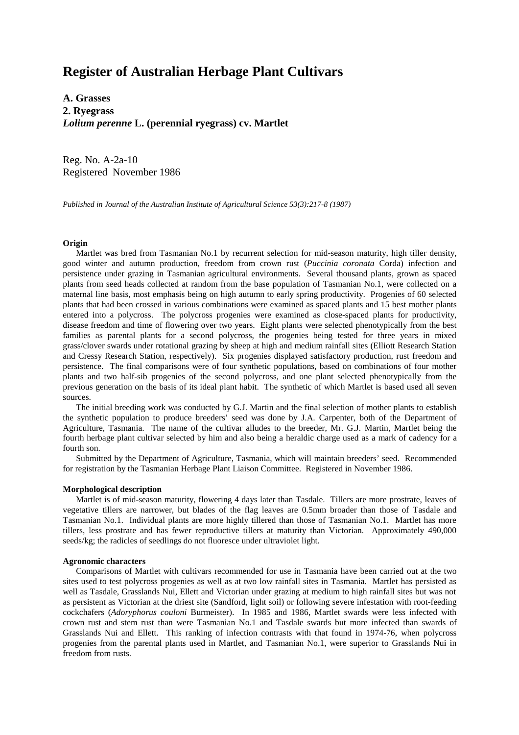# Register of Australian Herbage Plant Cultivars

**A. Grasses**
**2. Ryegrass**
***Lolium perenne* L. (perennial ryegrass) cv. Martlet**

Reg. No. A-2a-10
Registered November 1986

*Published in Journal of the Australian Institute of Agricultural Science 53(3):217-8 (1987)*

**Origin**

Martlet was bred from Tasmanian No.1 by recurrent selection for mid-season maturity, high tiller density, good winter and autumn production, freedom from crown rust (*Puccinia coronata* Corda) infection and persistence under grazing in Tasmanian agricultural environments. Several thousand plants, grown as spaced plants from seed heads collected at random from the base population of Tasmanian No.1, were collected on a maternal line basis, most emphasis being on high autumn to early spring productivity. Progenies of 60 selected plants that had been crossed in various combinations were examined as spaced plants and 15 best mother plants entered into a polycross. The polycross progenies were examined as close-spaced plants for productivity, disease freedom and time of flowering over two years. Eight plants were selected phenotypically from the best families as parental plants for a second polycross, the progenies being tested for three years in mixed grass/clover swards under rotational grazing by sheep at high and medium rainfall sites (Elliott Research Station and Cressy Research Station, respectively). Six progenies displayed satisfactory production, rust freedom and persistence. The final comparisons were of four synthetic populations, based on combinations of four mother plants and two half-sib progenies of the second polycross, and one plant selected phenotypically from the previous generation on the basis of its ideal plant habit. The synthetic of which Martlet is based used all seven sources.

The initial breeding work was conducted by G.J. Martin and the final selection of mother plants to establish the synthetic population to produce breeders' seed was done by J.A. Carpenter, both of the Department of Agriculture, Tasmania. The name of the cultivar alludes to the breeder, Mr. G.J. Martin, Martlet being the fourth herbage plant cultivar selected by him and also being a heraldic charge used as a mark of cadency for a fourth son.

Submitted by the Department of Agriculture, Tasmania, which will maintain breeders' seed. Recommended for registration by the Tasmanian Herbage Plant Liaison Committee. Registered in November 1986.

**Morphological description**

Martlet is of mid-season maturity, flowering 4 days later than Tasdale. Tillers are more prostrate, leaves of vegetative tillers are narrower, but blades of the flag leaves are 0.5mm broader than those of Tasdale and Tasmanian No.1. Individual plants are more highly tillered than those of Tasmanian No.1. Martlet has more tillers, less prostrate and has fewer reproductive tillers at maturity than Victorian. Approximately 490,000 seeds/kg; the radicles of seedlings do not fluoresce under ultraviolet light.

**Agronomic characters**

Comparisons of Martlet with cultivars recommended for use in Tasmania have been carried out at the two sites used to test polycross progenies as well as at two low rainfall sites in Tasmania. Martlet has persisted as well as Tasdale, Grasslands Nui, Ellett and Victorian under grazing at medium to high rainfall sites but was not as persistent as Victorian at the driest site (Sandford, light soil) or following severe infestation with root-feeding cockchafers (*Adoryphorus couloni* Burmeister). In 1985 and 1986, Martlet swards were less infected with crown rust and stem rust than were Tasmanian No.1 and Tasdale swards but more infected than swards of Grasslands Nui and Ellett. This ranking of infection contrasts with that found in 1974-76, when polycross progenies from the parental plants used in Martlet, and Tasmanian No.1, were superior to Grasslands Nui in freedom from rusts.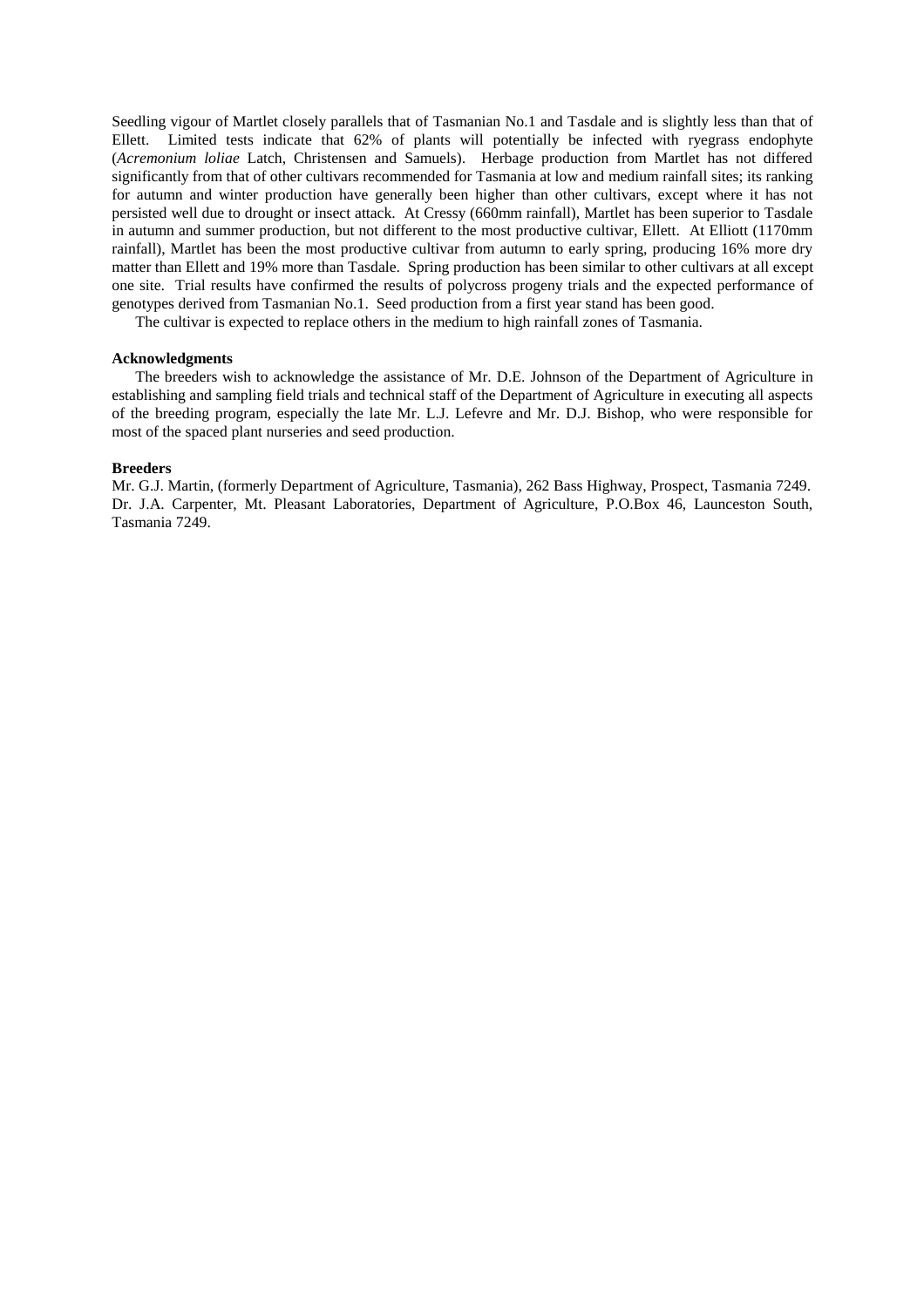Seedling vigour of Martlet closely parallels that of Tasmanian No.1 and Tasdale and is slightly less than that of Ellett. Limited tests indicate that 62% of plants will potentially be infected with ryegrass endophyte (*Acremonium loliae* Latch, Christensen and Samuels). Herbage production from Martlet has not differed significantly from that of other cultivars recommended for Tasmania at low and medium rainfall sites; its ranking for autumn and winter production have generally been higher than other cultivars, except where it has not persisted well due to drought or insect attack. At Cressy (660mm rainfall), Martlet has been superior to Tasdale in autumn and summer production, but not different to the most productive cultivar, Ellett. At Elliott (1170mm rainfall), Martlet has been the most productive cultivar from autumn to early spring, producing 16% more dry matter than Ellett and 19% more than Tasdale. Spring production has been similar to other cultivars at all except one site. Trial results have confirmed the results of polycross progeny trials and the expected performance of genotypes derived from Tasmanian No.1. Seed production from a first year stand has been good.

The cultivar is expected to replace others in the medium to high rainfall zones of Tasmania.

**Acknowledgments**

The breeders wish to acknowledge the assistance of Mr. D.E. Johnson of the Department of Agriculture in establishing and sampling field trials and technical staff of the Department of Agriculture in executing all aspects of the breeding program, especially the late Mr. L.J. Lefevre and Mr. D.J. Bishop, who were responsible for most of the spaced plant nurseries and seed production.

**Breeders**

Mr. G.J. Martin, (formerly Department of Agriculture, Tasmania), 262 Bass Highway, Prospect, Tasmania 7249.
Dr. J.A. Carpenter, Mt. Pleasant Laboratories, Department of Agriculture, P.O.Box 46, Launceston South, Tasmania 7249.